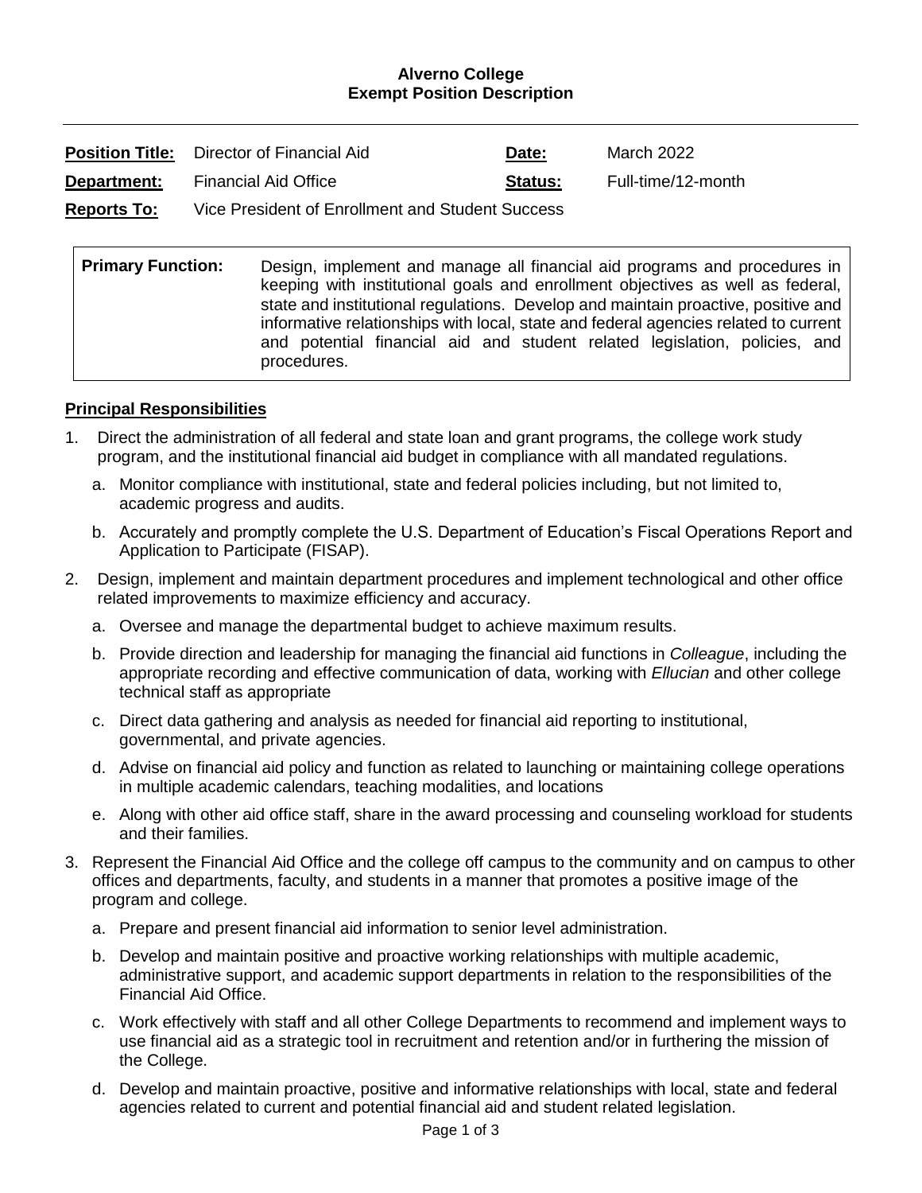**Alverno College**
**Exempt Position Description**

---

| | | | |
|---|---|---|---|
| **Position Title:** | Director of Financial Aid | **Date:** | March 2022 |
| **Department:** | Financial Aid Office | **Status:** | Full-time/12-month |
| **Reports To:** | Vice President of Enrollment and Student Success | | |

| | |
|---|---|
| **Primary Function:** | Design, implement and manage all financial aid programs and procedures in keeping with institutional goals and enrollment objectives as well as federal, state and institutional regulations. Develop and maintain proactive, positive and informative relationships with local, state and federal agencies related to current and potential financial aid and student related legislation, policies, and procedures. |

**Principal Responsibilities**

1. Direct the administration of all federal and state loan and grant programs, the college work study program, and the institutional financial aid budget in compliance with all mandated regulations.
   a. Monitor compliance with institutional, state and federal policies including, but not limited to, academic progress and audits.
   b. Accurately and promptly complete the U.S. Department of Education's Fiscal Operations Report and Application to Participate (FISAP).
2. Design, implement and maintain department procedures and implement technological and other office related improvements to maximize efficiency and accuracy.
   a. Oversee and manage the departmental budget to achieve maximum results.
   b. Provide direction and leadership for managing the financial aid functions in *Colleague*, including the appropriate recording and effective communication of data, working with *Ellucian* and other college technical staff as appropriate
   c. Direct data gathering and analysis as needed for financial aid reporting to institutional, governmental, and private agencies.
   d. Advise on financial aid policy and function as related to launching or maintaining college operations in multiple academic calendars, teaching modalities, and locations
   e. Along with other aid office staff, share in the award processing and counseling workload for students and their families.
3. Represent the Financial Aid Office and the college off campus to the community and on campus to other offices and departments, faculty, and students in a manner that promotes a positive image of the program and college.
   a. Prepare and present financial aid information to senior level administration.
   b. Develop and maintain positive and proactive working relationships with multiple academic, administrative support, and academic support departments in relation to the responsibilities of the Financial Aid Office.
   c. Work effectively with staff and all other College Departments to recommend and implement ways to use financial aid as a strategic tool in recruitment and retention and/or in furthering the mission of the College.
   d. Develop and maintain proactive, positive and informative relationships with local, state and federal agencies related to current and potential financial aid and student related legislation.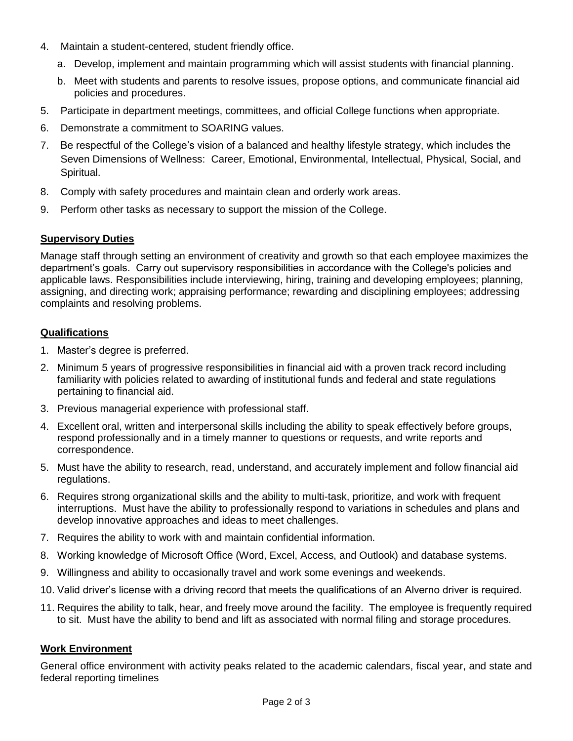4. Maintain a student-centered, student friendly office.
   a. Develop, implement and maintain programming which will assist students with financial planning.
   b. Meet with students and parents to resolve issues, propose options, and communicate financial aid policies and procedures.
5. Participate in department meetings, committees, and official College functions when appropriate.
6. Demonstrate a commitment to SOARING values.
7. Be respectful of the College's vision of a balanced and healthy lifestyle strategy, which includes the Seven Dimensions of Wellness: Career, Emotional, Environmental, Intellectual, Physical, Social, and Spiritual.
8. Comply with safety procedures and maintain clean and orderly work areas.
9. Perform other tasks as necessary to support the mission of the College.

## Supervisory Duties

Manage staff through setting an environment of creativity and growth so that each employee maximizes the department's goals. Carry out supervisory responsibilities in accordance with the College's policies and applicable laws. Responsibilities include interviewing, hiring, training and developing employees; planning, assigning, and directing work; appraising performance; rewarding and disciplining employees; addressing complaints and resolving problems.

## Qualifications

1. Master's degree is preferred.
2. Minimum 5 years of progressive responsibilities in financial aid with a proven track record including familiarity with policies related to awarding of institutional funds and federal and state regulations pertaining to financial aid.
3. Previous managerial experience with professional staff.
4. Excellent oral, written and interpersonal skills including the ability to speak effectively before groups, respond professionally and in a timely manner to questions or requests, and write reports and correspondence.
5. Must have the ability to research, read, understand, and accurately implement and follow financial aid regulations.
6. Requires strong organizational skills and the ability to multi-task, prioritize, and work with frequent interruptions. Must have the ability to professionally respond to variations in schedules and plans and develop innovative approaches and ideas to meet challenges.
7. Requires the ability to work with and maintain confidential information.
8. Working knowledge of Microsoft Office (Word, Excel, Access, and Outlook) and database systems.
9. Willingness and ability to occasionally travel and work some evenings and weekends.
10. Valid driver's license with a driving record that meets the qualifications of an Alverno driver is required.
11. Requires the ability to talk, hear, and freely move around the facility. The employee is frequently required to sit. Must have the ability to bend and lift as associated with normal filing and storage procedures.

## Work Environment

General office environment with activity peaks related to the academic calendars, fiscal year, and state and federal reporting timelines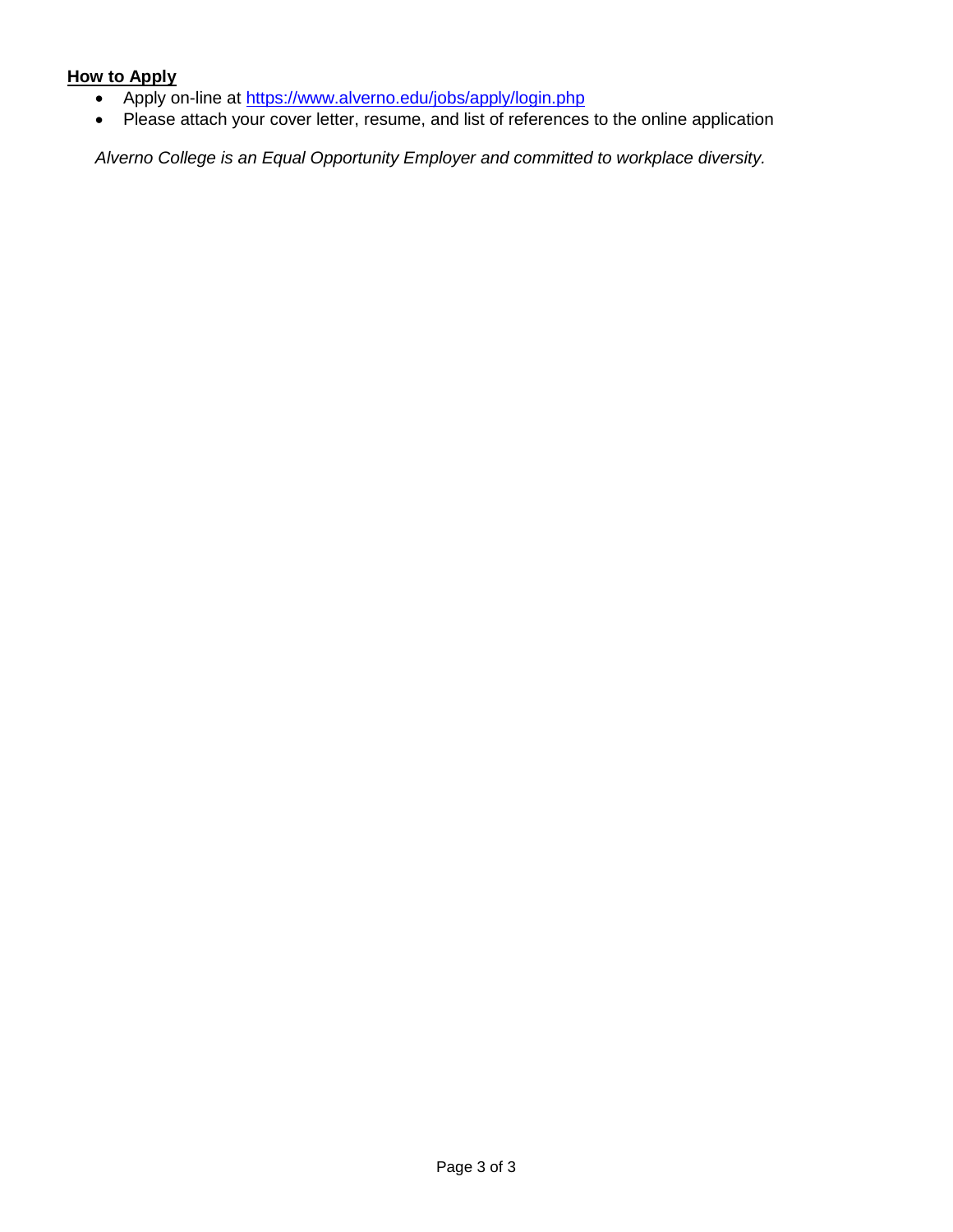**How to Apply**

- Apply on-line at [https://www.alverno.edu/jobs/apply/login.php](https://www.alverno.edu/jobs/apply/login.php)
- Please attach your cover letter, resume, and list of references to the online application

*Alverno College is an Equal Opportunity Employer and committed to workplace diversity.*